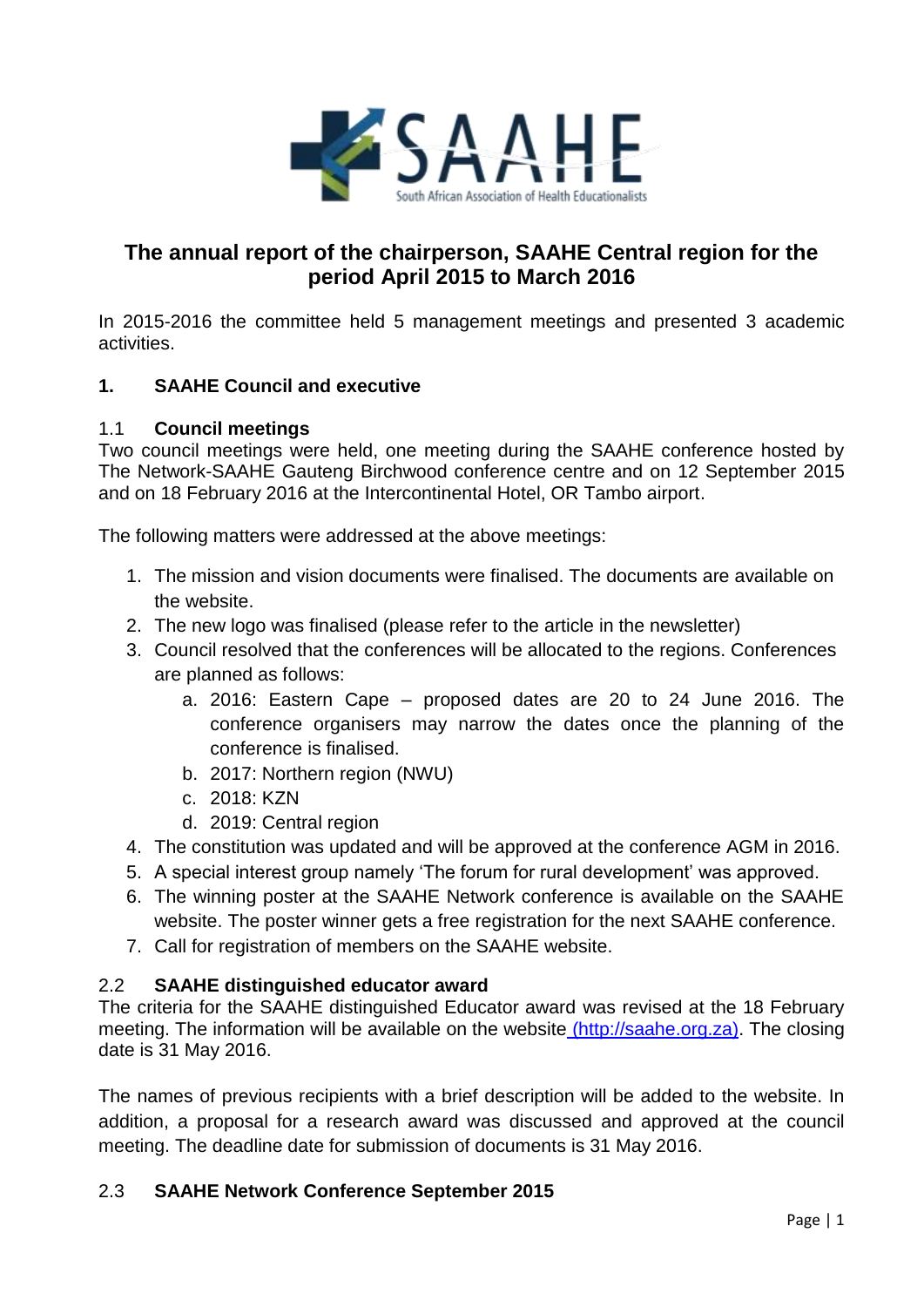# The annual report of the chairperson, SAAHE Central region for the period April 2015 to March 2016

In 2015-2016 the committee held 5 management meetings and presented 3 academic activities.

## 1. SAAHE Council and executive

### 1.1 Council meetings

Two council meetings were held, one meeting during the SAAHE conference hosted by The Network-SAAHE Gauteng Birchwood conference centre and on 12 September 2015 and on 18 February 2016 at the Intercontinental Hotel, OR Tambo airport.

The following matters were addressed at the above meetings:

1. The mission and vision documents were finalised. The documents are available on the website.
2. The new logo was finalised (please refer to the article in the newsletter)
3. Council resolved that the conferences will be allocated to the regions. Conferences are planned as follows:
   a. 2016: Eastern Cape – proposed dates are 20 to 24 June 2016. The conference organisers may narrow the dates once the planning of the conference is finalised.
   b. 2017: Northern region (NWU)
   c. 2018: KZN
   d. 2019: Central region
4. The constitution was updated and will be approved at the conference AGM in 2016.
5. A special interest group namely 'The forum for rural development' was approved.
6. The winning poster at the SAAHE Network conference is available on the SAAHE website. The poster winner gets a free registration for the next SAAHE conference.
7. Call for registration of members on the SAAHE website.

### 2.2 SAAHE distinguished educator award

The criteria for the SAAHE distinguished Educator award was revised at the 18 February meeting. The information will be available on the website (http://saahe.org.za). The closing date is 31 May 2016.

The names of previous recipients with a brief description will be added to the website. In addition, a proposal for a research award was discussed and approved at the council meeting. The deadline date for submission of documents is 31 May 2016.

### 2.3 SAAHE Network Conference September 2015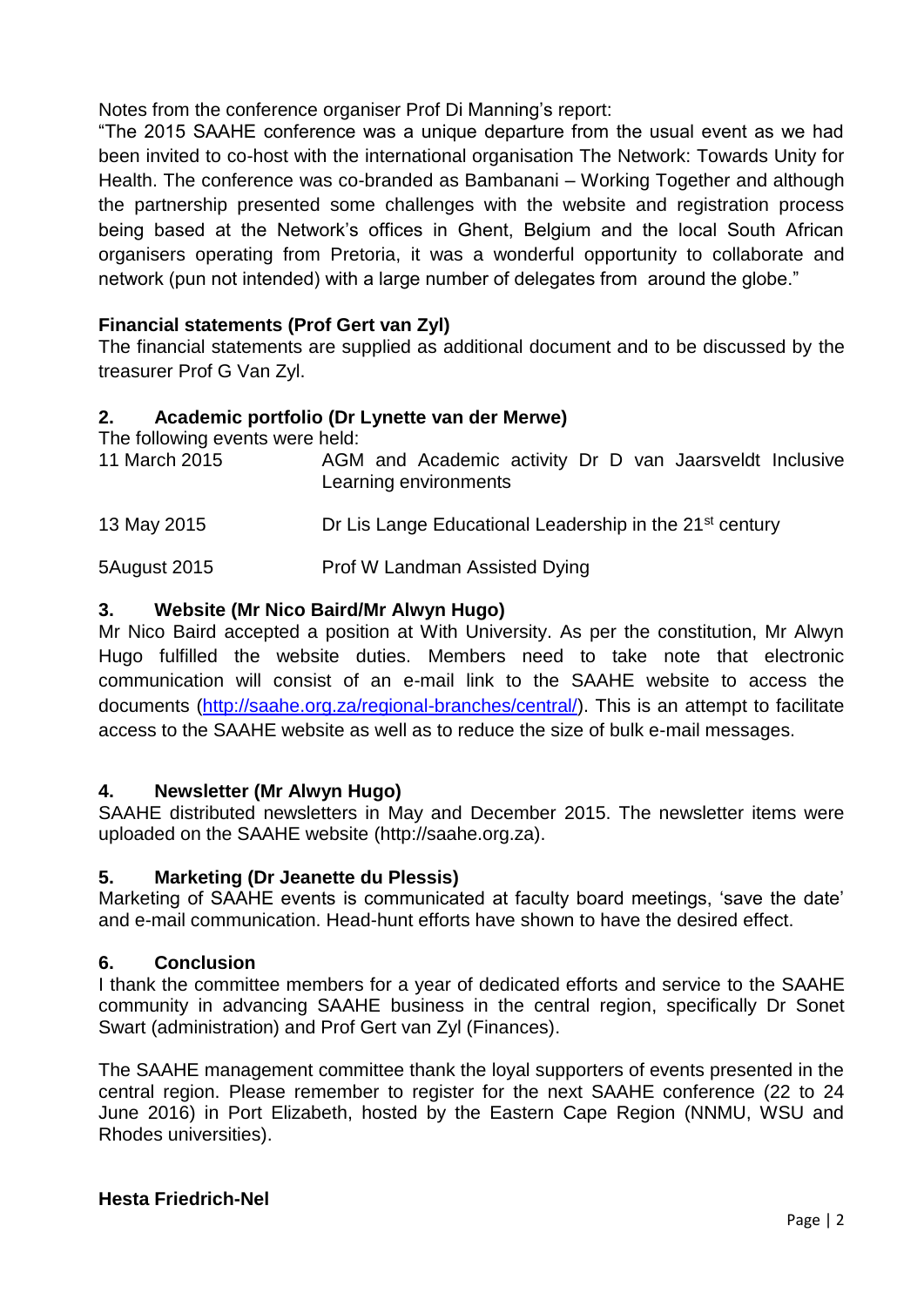Notes from the conference organiser Prof Di Manning's report:

"The 2015 SAAHE conference was a unique departure from the usual event as we had been invited to co-host with the international organisation The Network: Towards Unity for Health. The conference was co-branded as Bambanani – Working Together and although the partnership presented some challenges with the website and registration process being based at the Network's offices in Ghent, Belgium and the local South African organisers operating from Pretoria, it was a wonderful opportunity to collaborate and network (pun not intended) with a large number of delegates from around the globe."

**Financial statements (Prof Gert van Zyl)**

The financial statements are supplied as additional document and to be discussed by the treasurer Prof G Van Zyl.

## 2. Academic portfolio (Dr Lynette van der Merwe)

The following events were held:

| | |
|---|---|
| 11 March 2015 | AGM and Academic activity Dr D van Jaarsveldt Inclusive Learning environments |
| 13 May 2015 | Dr Lis Lange Educational Leadership in the 21st century |
| 5August 2015 | Prof W Landman Assisted Dying |

## 3. Website (Mr Nico Baird/Mr Alwyn Hugo)

Mr Nico Baird accepted a position at With University. As per the constitution, Mr Alwyn Hugo fulfilled the website duties. Members need to take note that electronic communication will consist of an e-mail link to the SAAHE website to access the documents (http://saahe.org.za/regional-branches/central/). This is an attempt to facilitate access to the SAAHE website as well as to reduce the size of bulk e-mail messages.

## 4. Newsletter (Mr Alwyn Hugo)

SAAHE distributed newsletters in May and December 2015. The newsletter items were uploaded on the SAAHE website (http://saahe.org.za).

## 5. Marketing (Dr Jeanette du Plessis)

Marketing of SAAHE events is communicated at faculty board meetings, 'save the date' and e-mail communication. Head-hunt efforts have shown to have the desired effect.

## 6. Conclusion

I thank the committee members for a year of dedicated efforts and service to the SAAHE community in advancing SAAHE business in the central region, specifically Dr Sonet Swart (administration) and Prof Gert van Zyl (Finances).

The SAAHE management committee thank the loyal supporters of events presented in the central region. Please remember to register for the next SAAHE conference (22 to 24 June 2016) in Port Elizabeth, hosted by the Eastern Cape Region (NNMU, WSU and Rhodes universities).

**Hesta Friedrich-Nel**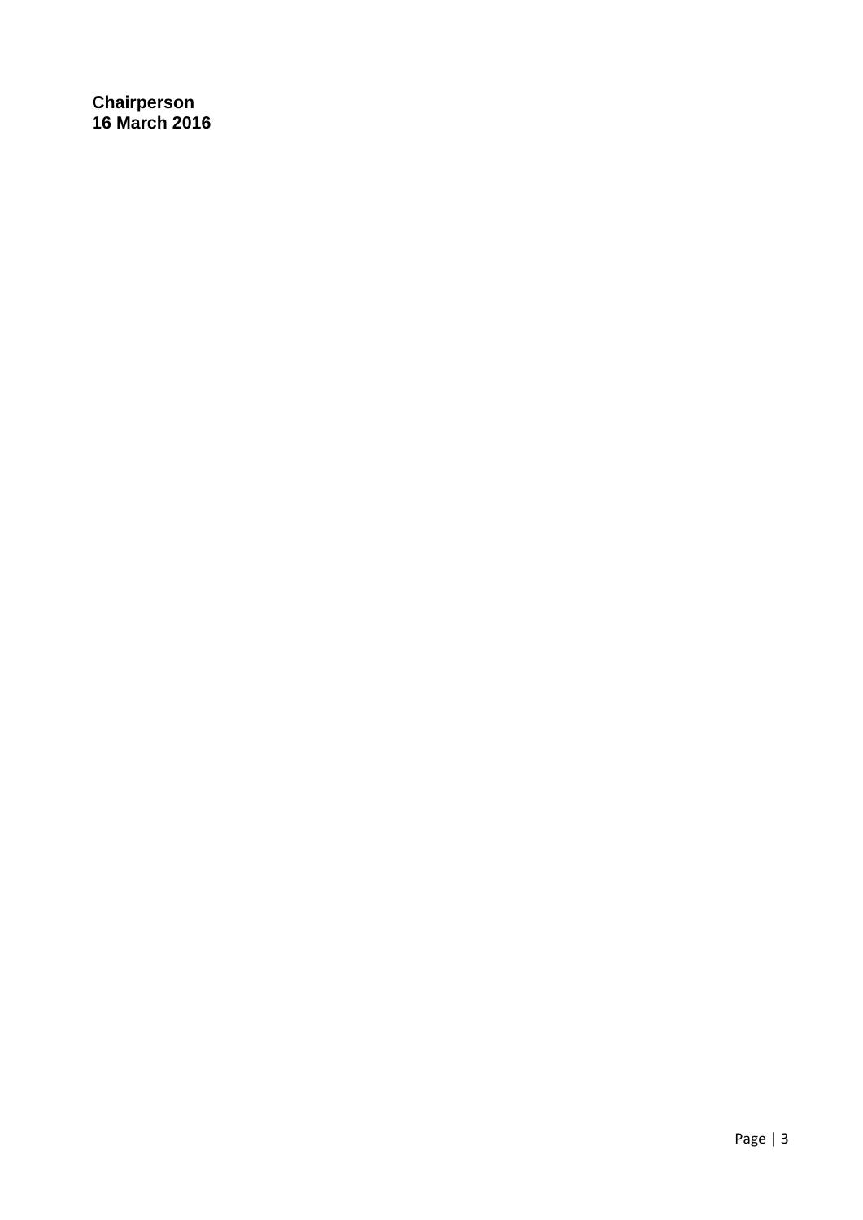**Chairperson**
**16 March 2016**